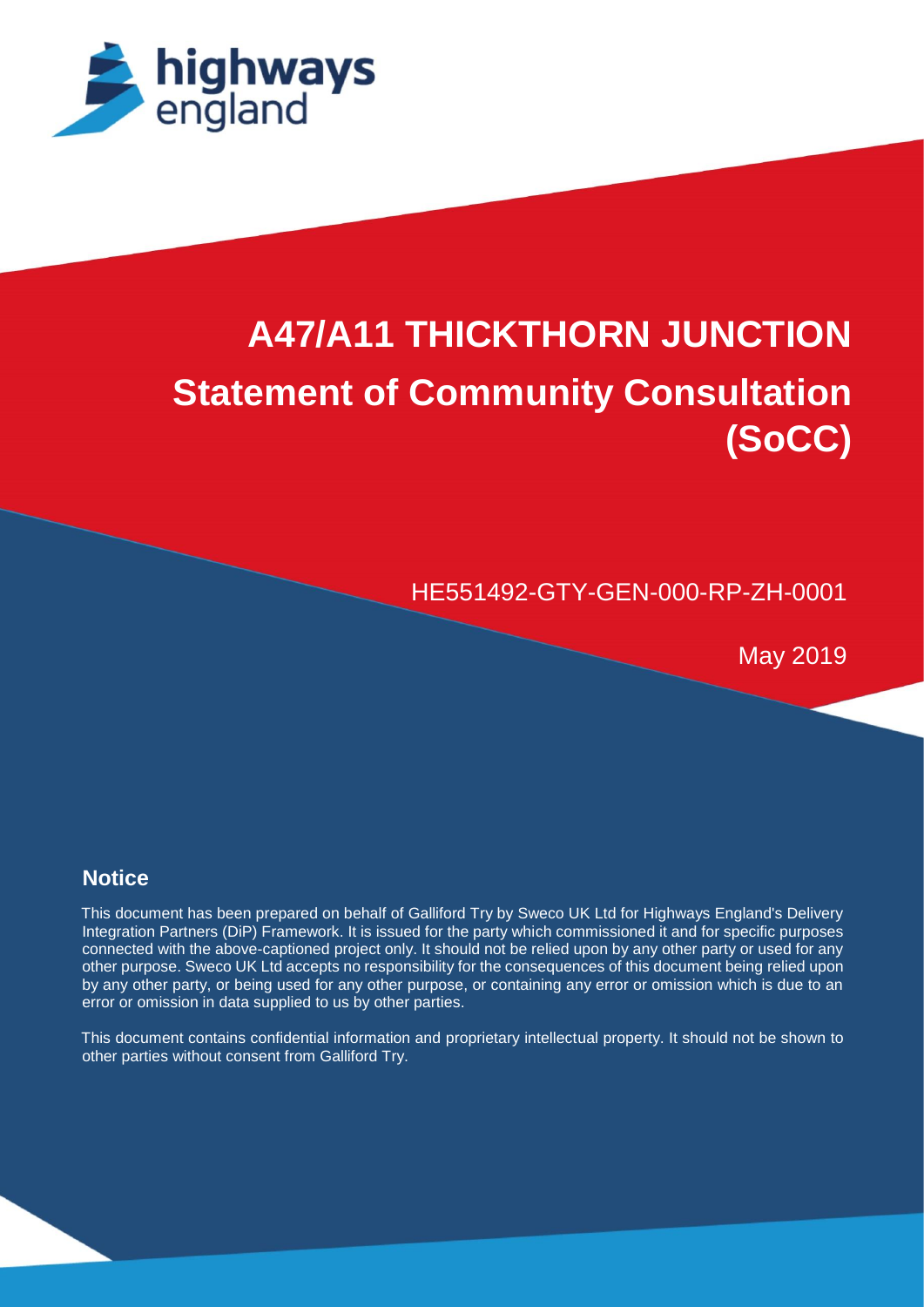highways england

# A47/A11 THICKTHORN JUNCTION

# Statement of Community Consultation (SoCC)

HE551492-GTY-GEN-000-RP-ZH-0001

May 2019

## Notice

This document has been prepared on behalf of Galliford Try by Sweco UK Ltd for Highways England's Delivery Integration Partners (DiP) Framework. It is issued for the party which commissioned it and for specific purposes connected with the above-captioned project only. It should not be relied upon by any other party or used for any other purpose. Sweco UK Ltd accepts no responsibility for the consequences of this document being relied upon by any other party, or being used for any other purpose, or containing any error or omission which is due to an error or omission in data supplied to us by other parties.

This document contains confidential information and proprietary intellectual property. It should not be shown to other parties without consent from Galliford Try.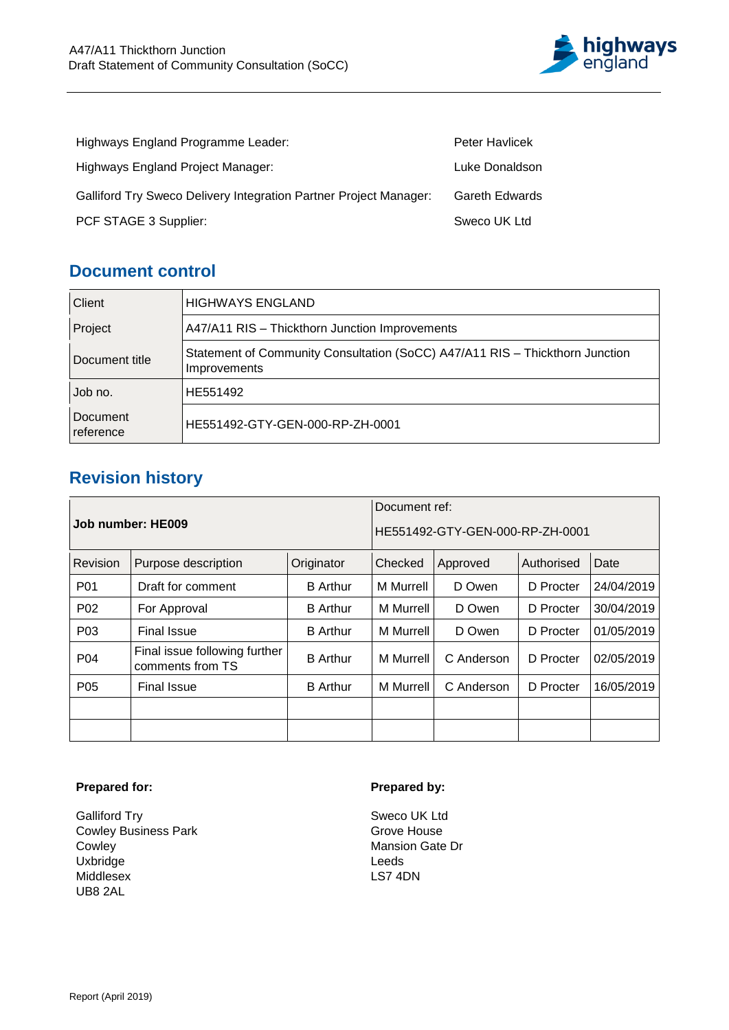| | |
|---|---|
| Highways England Programme Leader: | Peter Havlicek |
| Highways England Project Manager: | Luke Donaldson |
| Galliford Try Sweco Delivery Integration Partner Project Manager: | Gareth Edwards |
| PCF STAGE 3 Supplier: | Sweco UK Ltd |

## Document control

| | |
|---|---|
| Client | HIGHWAYS ENGLAND |
| Project | A47/A11 RIS – Thickthorn Junction Improvements |
| Document title | Statement of Community Consultation (SoCC) A47/A11 RIS – Thickthorn Junction Improvements |
| Job no. | HE551492 |
| Document reference | HE551492-GTY-GEN-000-RP-ZH-0001 |

## Revision history

| **Job number: HE009** | | | Document ref: HE551492-GTY-GEN-000-RP-ZH-0001 | | | |
|---|---|---|---|---|---|---|
| Revision | Purpose description | Originator | Checked | Approved | Authorised | Date |
| P01 | Draft for comment | B Arthur | M Murrell | D Owen | D Procter | 24/04/2019 |
| P02 | For Approval | B Arthur | M Murrell | D Owen | D Procter | 30/04/2019 |
| P03 | Final Issue | B Arthur | M Murrell | D Owen | D Procter | 01/05/2019 |
| P04 | Final issue following further comments from TS | B Arthur | M Murrell | C Anderson | D Procter | 02/05/2019 |
| P05 | Final Issue | B Arthur | M Murrell | C Anderson | D Procter | 16/05/2019 |
| | | | | | | |
| | | | | | | |

**Prepared for:**

Galliford Try
Cowley Business Park
Cowley
Uxbridge
Middlesex
UB8 2AL

**Prepared by:**

Sweco UK Ltd
Grove House
Mansion Gate Dr
Leeds
LS7 4DN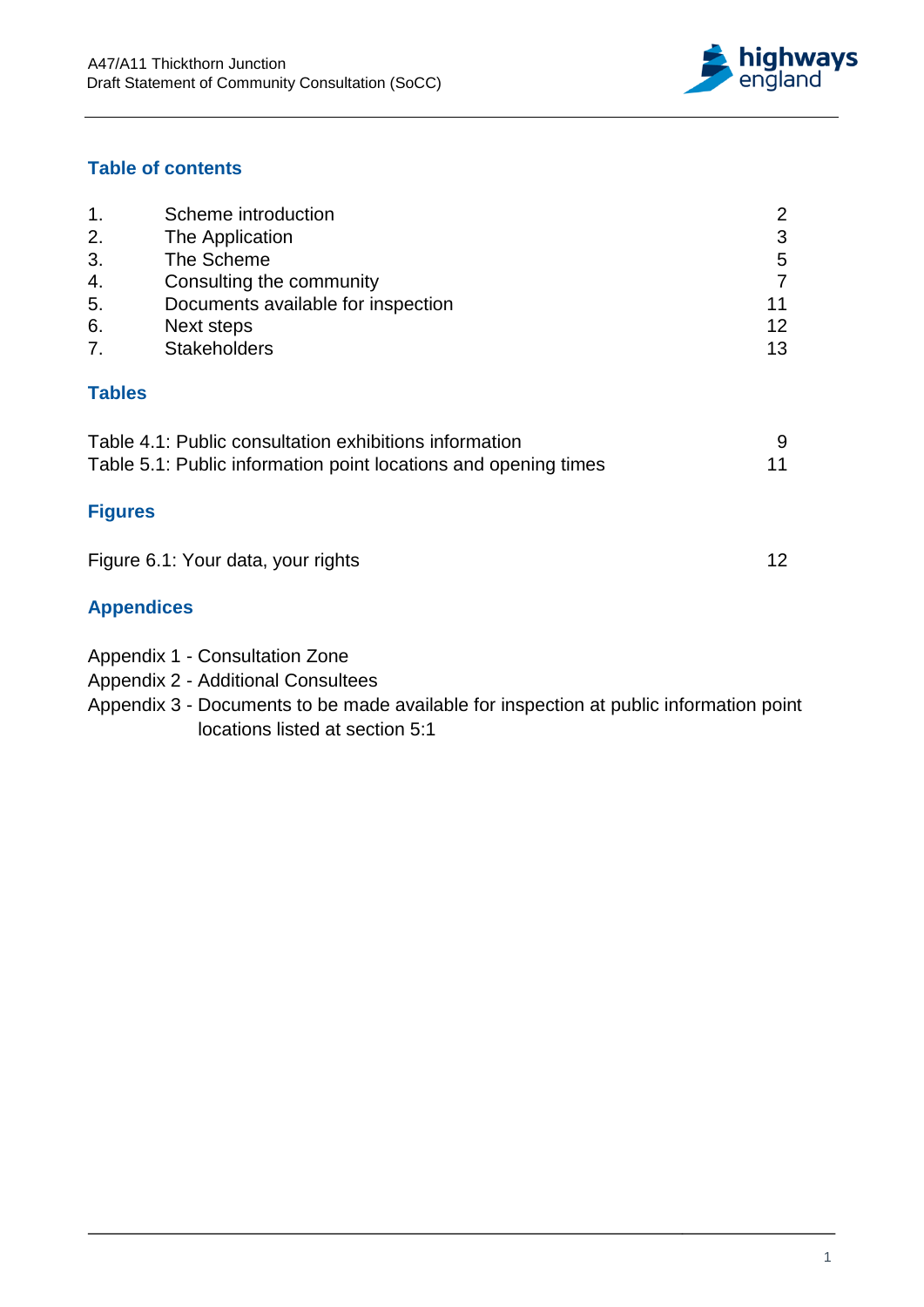## Table of contents

| | | |
|---|---|---|
| 1. | Scheme introduction | 2 |
| 2. | The Application | 3 |
| 3. | The Scheme | 5 |
| 4. | Consulting the community | 7 |
| 5. | Documents available for inspection | 11 |
| 6. | Next steps | 12 |
| 7. | Stakeholders | 13 |

## Tables

| | |
|---|---|
| Table 4.1: Public consultation exhibitions information | 9 |
| Table 5.1: Public information point locations and opening times | 11 |

## Figures

| | |
|---|---|
| Figure 6.1: Your data, your rights | 12 |

## Appendices

Appendix 1 - Consultation Zone

Appendix 2 - Additional Consultees

Appendix 3 - Documents to be made available for inspection at public information point locations listed at section 5:1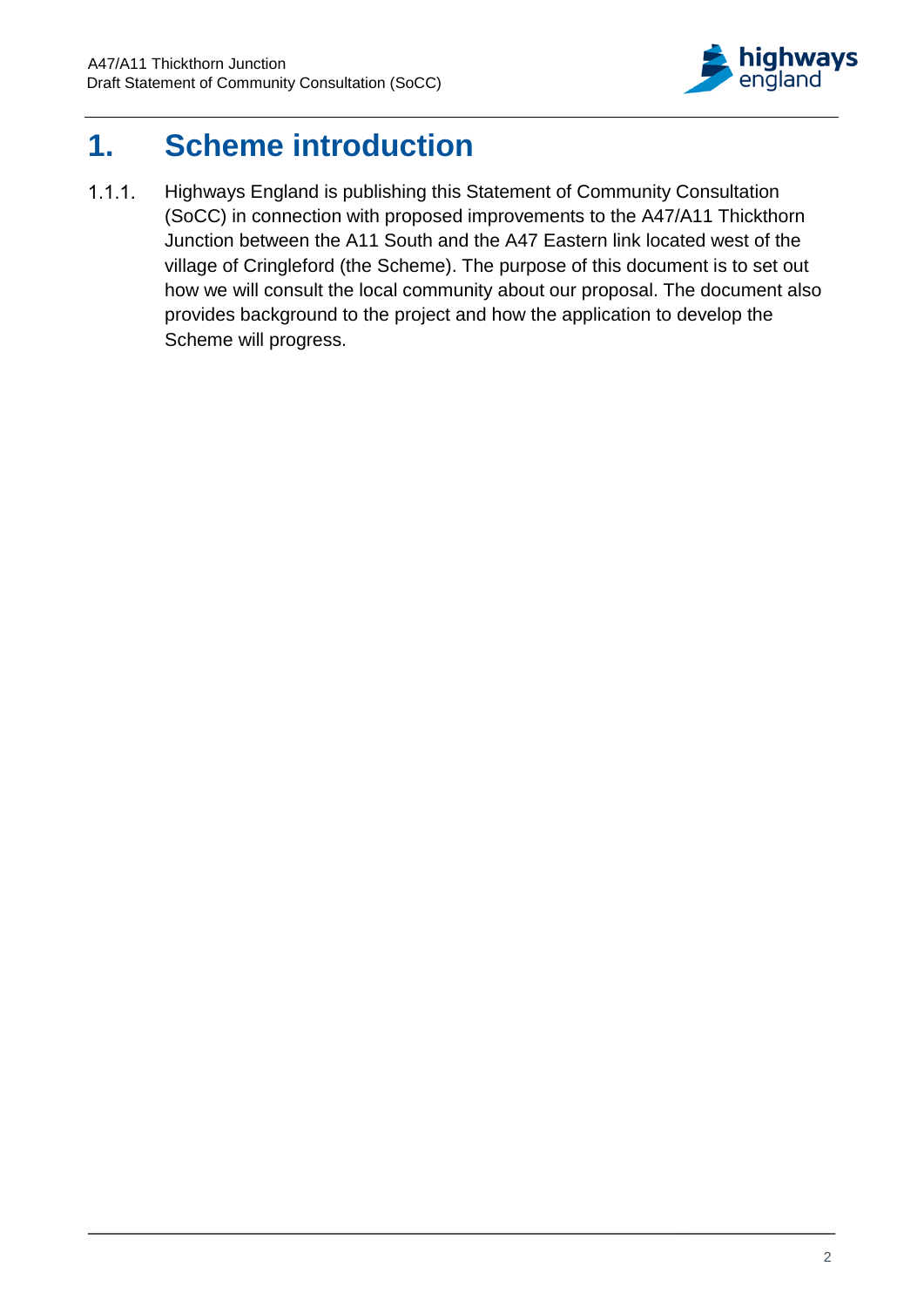# 1. Scheme introduction

1.1.1. Highways England is publishing this Statement of Community Consultation (SoCC) in connection with proposed improvements to the A47/A11 Thickthorn Junction between the A11 South and the A47 Eastern link located west of the village of Cringleford (the Scheme). The purpose of this document is to set out how we will consult the local community about our proposal. The document also provides background to the project and how the application to develop the Scheme will progress.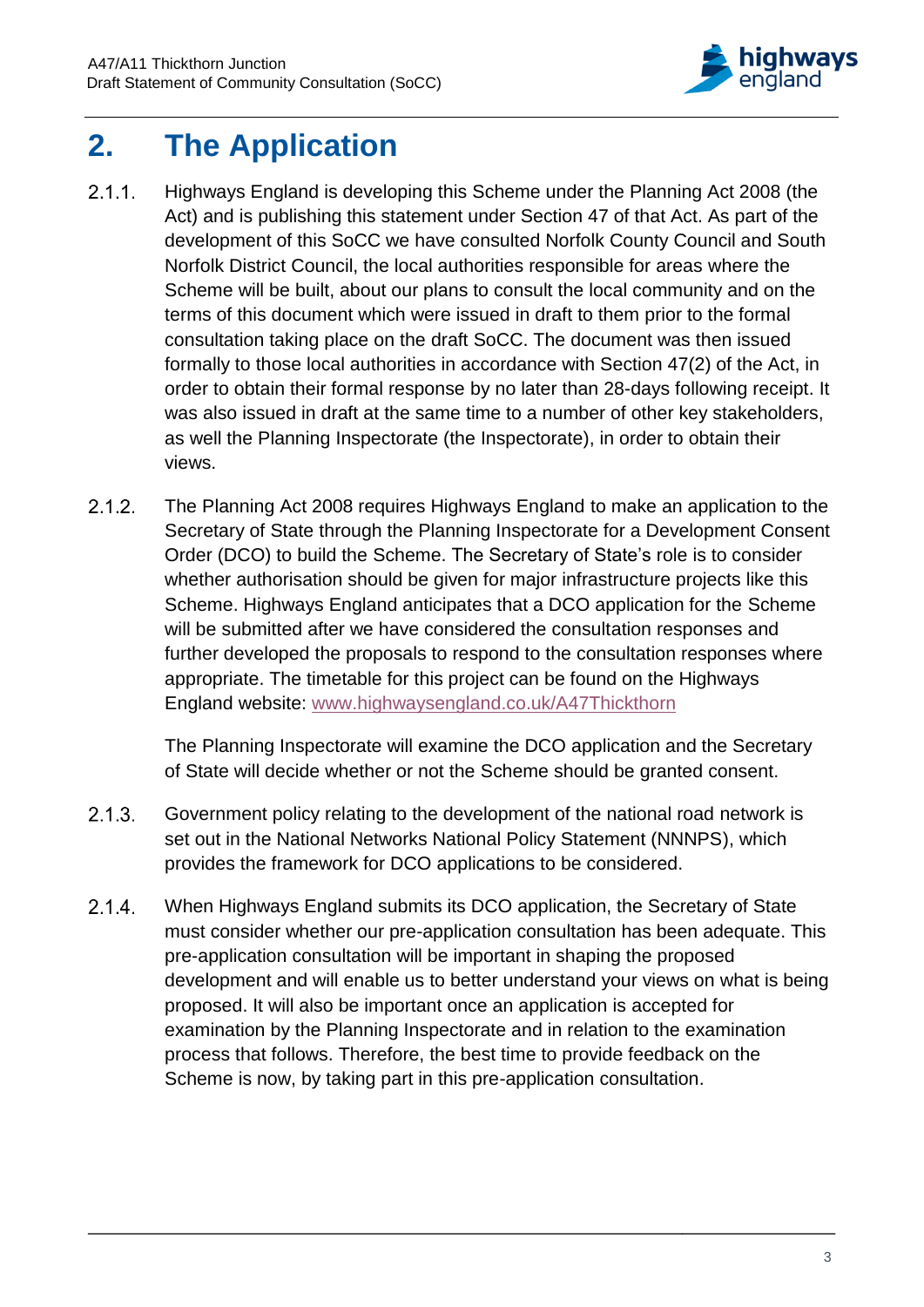# 2. The Application

2.1.1. Highways England is developing this Scheme under the Planning Act 2008 (the Act) and is publishing this statement under Section 47 of that Act. As part of the development of this SoCC we have consulted Norfolk County Council and South Norfolk District Council, the local authorities responsible for areas where the Scheme will be built, about our plans to consult the local community and on the terms of this document which were issued in draft to them prior to the formal consultation taking place on the draft SoCC. The document was then issued formally to those local authorities in accordance with Section 47(2) of the Act, in order to obtain their formal response by no later than 28-days following receipt. It was also issued in draft at the same time to a number of other key stakeholders, as well the Planning Inspectorate (the Inspectorate), in order to obtain their views.

2.1.2. The Planning Act 2008 requires Highways England to make an application to the Secretary of State through the Planning Inspectorate for a Development Consent Order (DCO) to build the Scheme. The Secretary of State's role is to consider whether authorisation should be given for major infrastructure projects like this Scheme. Highways England anticipates that a DCO application for the Scheme will be submitted after we have considered the consultation responses and further developed the proposals to respond to the consultation responses where appropriate. The timetable for this project can be found on the Highways England website: [www.highwaysengland.co.uk/A47Thickthorn](www.highwaysengland.co.uk/A47Thickthorn)

The Planning Inspectorate will examine the DCO application and the Secretary of State will decide whether or not the Scheme should be granted consent.

2.1.3. Government policy relating to the development of the national road network is set out in the National Networks National Policy Statement (NNNPS), which provides the framework for DCO applications to be considered.

2.1.4. When Highways England submits its DCO application, the Secretary of State must consider whether our pre-application consultation has been adequate. This pre-application consultation will be important in shaping the proposed development and will enable us to better understand your views on what is being proposed. It will also be important once an application is accepted for examination by the Planning Inspectorate and in relation to the examination process that follows. Therefore, the best time to provide feedback on the Scheme is now, by taking part in this pre-application consultation.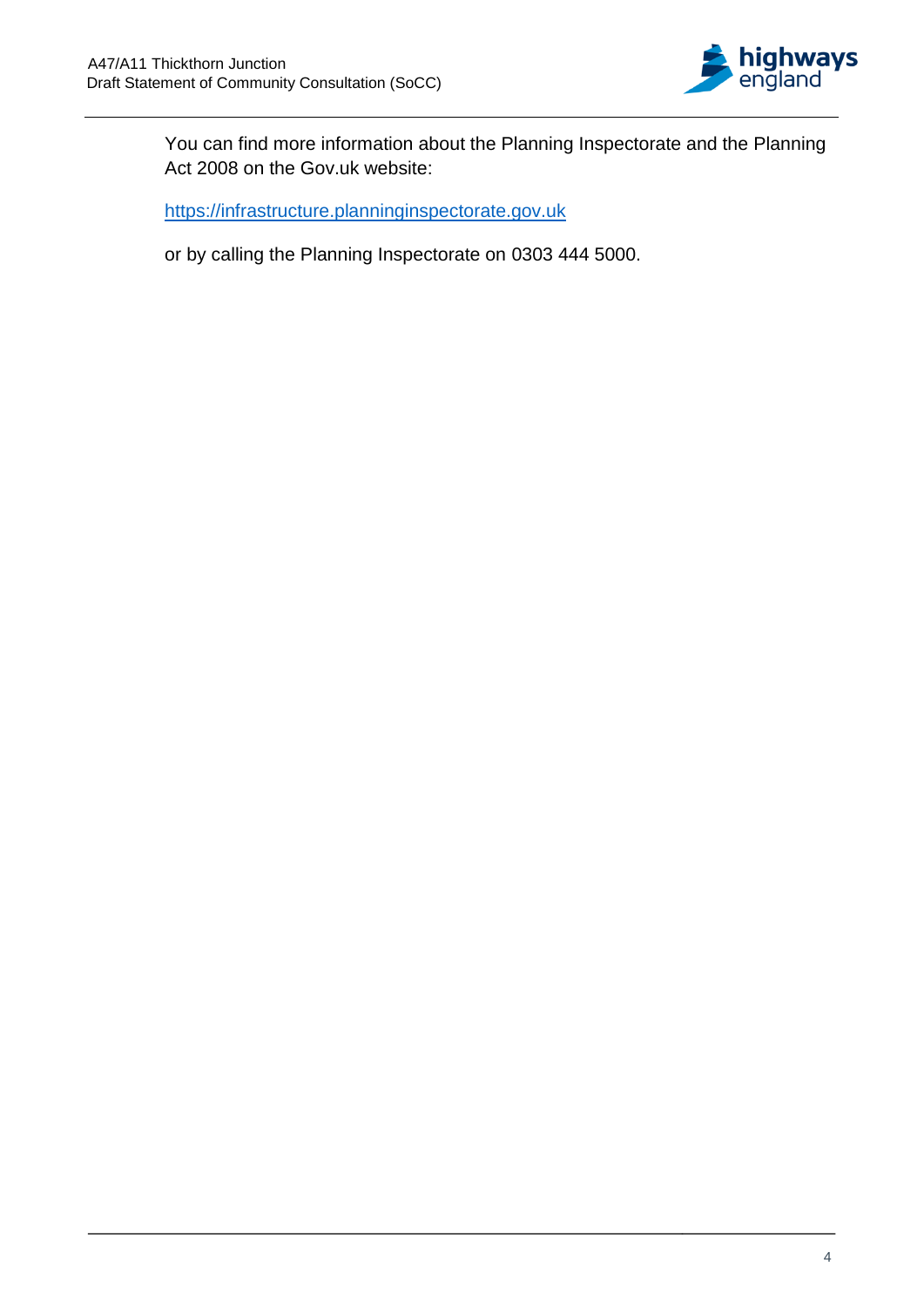You can find more information about the Planning Inspectorate and the Planning Act 2008 on the Gov.uk website:

https://infrastructure.planninginspectorate.gov.uk

or by calling the Planning Inspectorate on 0303 444 5000.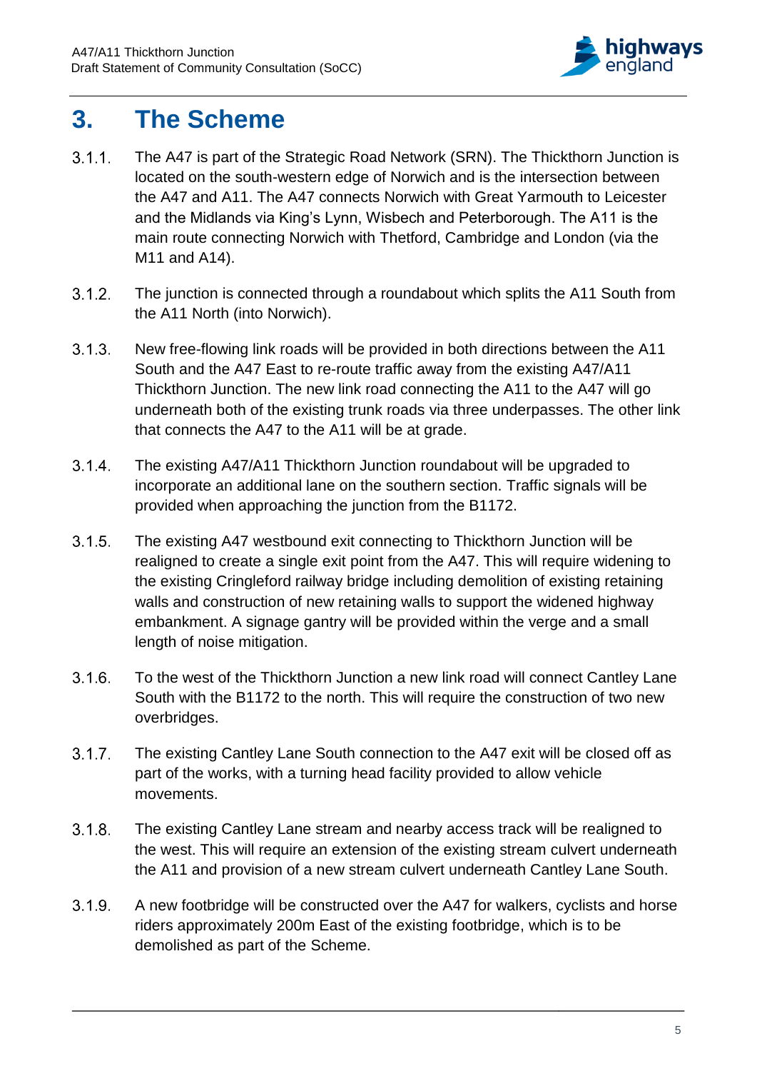# 3. The Scheme

3.1.1. The A47 is part of the Strategic Road Network (SRN). The Thickthorn Junction is located on the south-western edge of Norwich and is the intersection between the A47 and A11. The A47 connects Norwich with Great Yarmouth to Leicester and the Midlands via King's Lynn, Wisbech and Peterborough. The A11 is the main route connecting Norwich with Thetford, Cambridge and London (via the M11 and A14).

3.1.2. The junction is connected through a roundabout which splits the A11 South from the A11 North (into Norwich).

3.1.3. New free-flowing link roads will be provided in both directions between the A11 South and the A47 East to re-route traffic away from the existing A47/A11 Thickthorn Junction. The new link road connecting the A11 to the A47 will go underneath both of the existing trunk roads via three underpasses. The other link that connects the A47 to the A11 will be at grade.

3.1.4. The existing A47/A11 Thickthorn Junction roundabout will be upgraded to incorporate an additional lane on the southern section. Traffic signals will be provided when approaching the junction from the B1172.

3.1.5. The existing A47 westbound exit connecting to Thickthorn Junction will be realigned to create a single exit point from the A47. This will require widening to the existing Cringleford railway bridge including demolition of existing retaining walls and construction of new retaining walls to support the widened highway embankment. A signage gantry will be provided within the verge and a small length of noise mitigation.

3.1.6. To the west of the Thickthorn Junction a new link road will connect Cantley Lane South with the B1172 to the north. This will require the construction of two new overbridges.

3.1.7. The existing Cantley Lane South connection to the A47 exit will be closed off as part of the works, with a turning head facility provided to allow vehicle movements.

3.1.8. The existing Cantley Lane stream and nearby access track will be realigned to the west. This will require an extension of the existing stream culvert underneath the A11 and provision of a new stream culvert underneath Cantley Lane South.

3.1.9. A new footbridge will be constructed over the A47 for walkers, cyclists and horse riders approximately 200m East of the existing footbridge, which is to be demolished as part of the Scheme.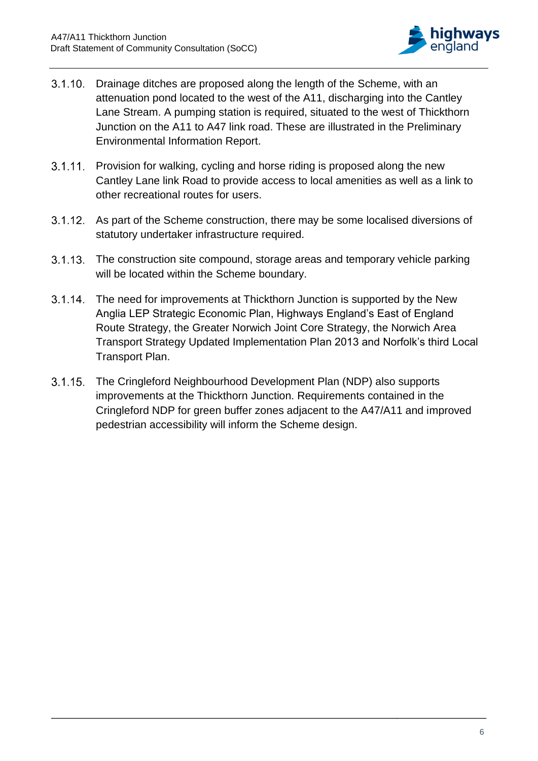3.1.10. Drainage ditches are proposed along the length of the Scheme, with an attenuation pond located to the west of the A11, discharging into the Cantley Lane Stream. A pumping station is required, situated to the west of Thickthorn Junction on the A11 to A47 link road. These are illustrated in the Preliminary Environmental Information Report.

3.1.11. Provision for walking, cycling and horse riding is proposed along the new Cantley Lane link Road to provide access to local amenities as well as a link to other recreational routes for users.

3.1.12. As part of the Scheme construction, there may be some localised diversions of statutory undertaker infrastructure required.

3.1.13. The construction site compound, storage areas and temporary vehicle parking will be located within the Scheme boundary.

3.1.14. The need for improvements at Thickthorn Junction is supported by the New Anglia LEP Strategic Economic Plan, Highways England's East of England Route Strategy, the Greater Norwich Joint Core Strategy, the Norwich Area Transport Strategy Updated Implementation Plan 2013 and Norfolk's third Local Transport Plan.

3.1.15. The Cringleford Neighbourhood Development Plan (NDP) also supports improvements at the Thickthorn Junction. Requirements contained in the Cringleford NDP for green buffer zones adjacent to the A47/A11 and improved pedestrian accessibility will inform the Scheme design.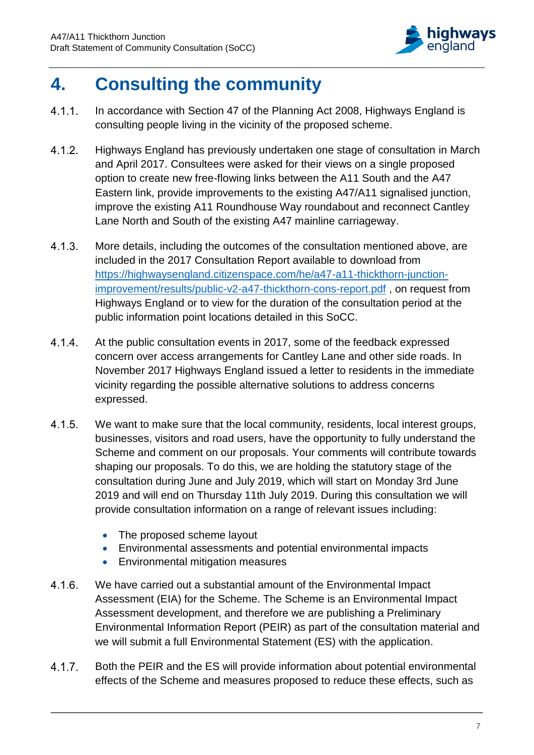# 4. Consulting the community

4.1.1. In accordance with Section 47 of the Planning Act 2008, Highways England is consulting people living in the vicinity of the proposed scheme.

4.1.2. Highways England has previously undertaken one stage of consultation in March and April 2017. Consultees were asked for their views on a single proposed option to create new free-flowing links between the A11 South and the A47 Eastern link, provide improvements to the existing A47/A11 signalised junction, improve the existing A11 Roundhouse Way roundabout and reconnect Cantley Lane North and South of the existing A47 mainline carriageway.

4.1.3. More details, including the outcomes of the consultation mentioned above, are included in the 2017 Consultation Report available to download from [https://highwaysengland.citizenspace.com/he/a47-a11-thickthorn-junction-improvement/results/public-v2-a47-thickthorn-cons-report.pdf](https://highwaysengland.citizenspace.com/he/a47-a11-thickthorn-junction-improvement/results/public-v2-a47-thickthorn-cons-report.pdf) , on request from Highways England or to view for the duration of the consultation period at the public information point locations detailed in this SoCC.

4.1.4. At the public consultation events in 2017, some of the feedback expressed concern over access arrangements for Cantley Lane and other side roads. In November 2017 Highways England issued a letter to residents in the immediate vicinity regarding the possible alternative solutions to address concerns expressed.

4.1.5. We want to make sure that the local community, residents, local interest groups, businesses, visitors and road users, have the opportunity to fully understand the Scheme and comment on our proposals. Your comments will contribute towards shaping our proposals. To do this, we are holding the statutory stage of the consultation during June and July 2019, which will start on Monday 3rd June 2019 and will end on Thursday 11th July 2019. During this consultation we will provide consultation information on a range of relevant issues including:

- The proposed scheme layout
- Environmental assessments and potential environmental impacts
- Environmental mitigation measures

4.1.6. We have carried out a substantial amount of the Environmental Impact Assessment (EIA) for the Scheme. The Scheme is an Environmental Impact Assessment development, and therefore we are publishing a Preliminary Environmental Information Report (PEIR) as part of the consultation material and we will submit a full Environmental Statement (ES) with the application.

4.1.7. Both the PEIR and the ES will provide information about potential environmental effects of the Scheme and measures proposed to reduce these effects, such as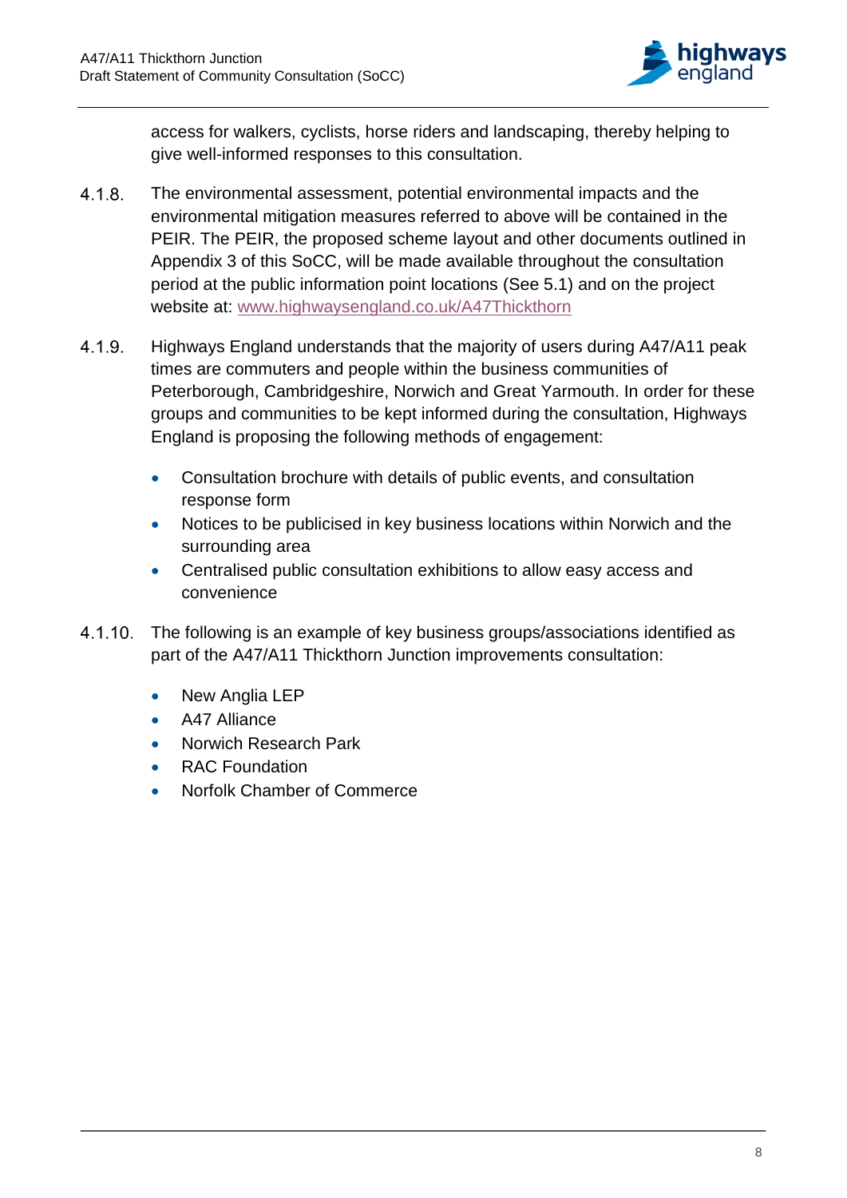access for walkers, cyclists, horse riders and landscaping, thereby helping to give well-informed responses to this consultation.

4.1.8. The environmental assessment, potential environmental impacts and the environmental mitigation measures referred to above will be contained in the PEIR. The PEIR, the proposed scheme layout and other documents outlined in Appendix 3 of this SoCC, will be made available throughout the consultation period at the public information point locations (See 5.1) and on the project website at: [www.highwaysengland.co.uk/A47Thickthorn](www.highwaysengland.co.uk/A47Thickthorn)

4.1.9. Highways England understands that the majority of users during A47/A11 peak times are commuters and people within the business communities of Peterborough, Cambridgeshire, Norwich and Great Yarmouth. In order for these groups and communities to be kept informed during the consultation, Highways England is proposing the following methods of engagement:

- Consultation brochure with details of public events, and consultation response form
- Notices to be publicised in key business locations within Norwich and the surrounding area
- Centralised public consultation exhibitions to allow easy access and convenience

4.1.10. The following is an example of key business groups/associations identified as part of the A47/A11 Thickthorn Junction improvements consultation:

- New Anglia LEP
- A47 Alliance
- Norwich Research Park
- RAC Foundation
- Norfolk Chamber of Commerce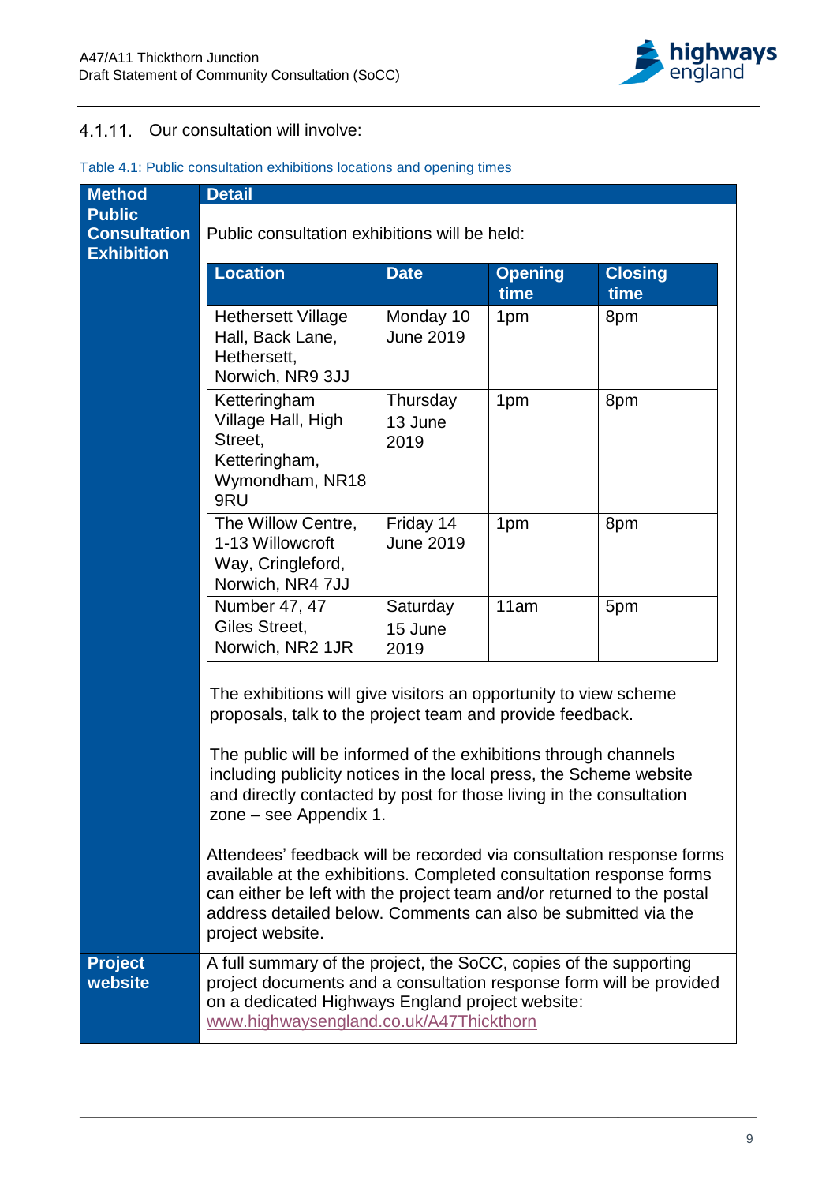4.1.11. Our consultation will involve:

Table 4.1: Public consultation exhibitions locations and opening times

| Method | Detail |
|---|---|
| **Public Consultation Exhibition** | Public consultation exhibitions will be held: |

| Location | Date | Opening time | Closing time |
|---|---|---|---|
| Hethersett Village Hall, Back Lane, Hethersett, Norwich, NR9 3JJ | Monday 10 June 2019 | 1pm | 8pm |
| Ketteringham Village Hall, High Street, Ketteringham, Wymondham, NR18 9RU | Thursday 13 June 2019 | 1pm | 8pm |
| The Willow Centre, 1-13 Willowcroft Way, Cringleford, Norwich, NR4 7JJ | Friday 14 June 2019 | 1pm | 8pm |
| Number 47, 47 Giles Street, Norwich, NR2 1JR | Saturday 15 June 2019 | 11am | 5pm |

The exhibitions will give visitors an opportunity to view scheme proposals, talk to the project team and provide feedback.

The public will be informed of the exhibitions through channels including publicity notices in the local press, the Scheme website and directly contacted by post for those living in the consultation zone – see Appendix 1.

Attendees' feedback will be recorded via consultation response forms available at the exhibitions. Completed consultation response forms can either be left with the project team and/or returned to the postal address detailed below. Comments can also be submitted via the project website.

| Method | Detail |
|---|---|
| **Project website** | A full summary of the project, the SoCC, copies of the supporting project documents and a consultation response form will be provided on a dedicated Highways England project website: www.highwaysengland.co.uk/A47Thickthorn |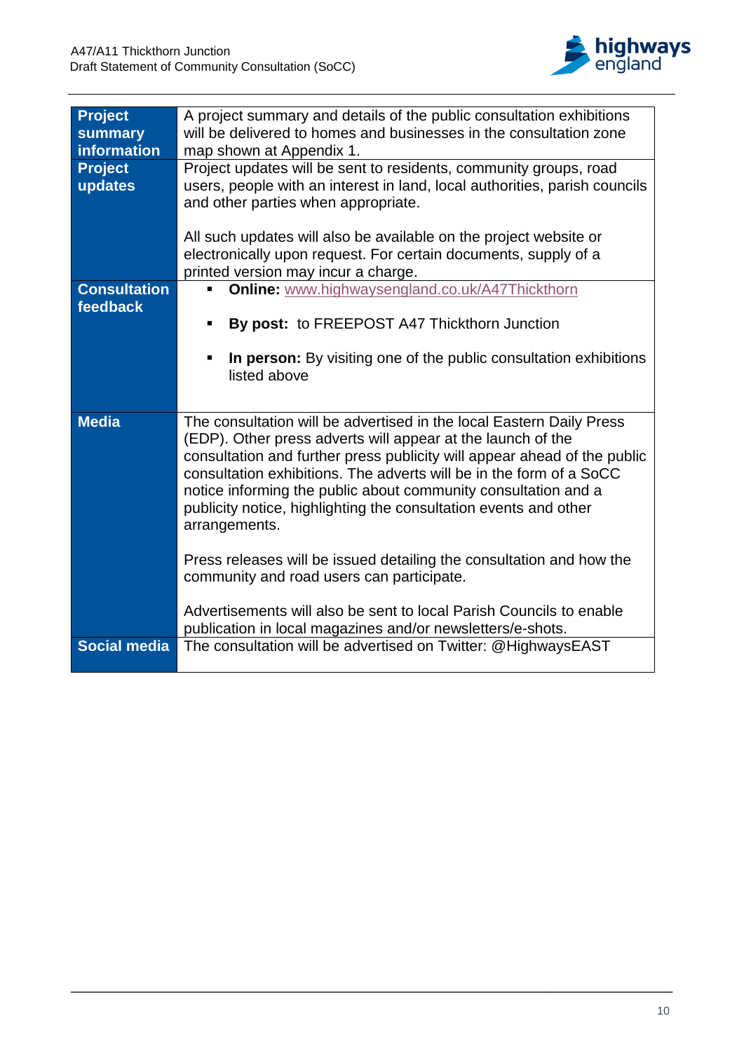| Project summary information | A project summary and details of the public consultation exhibitions will be delivered to homes and businesses in the consultation zone map shown at Appendix 1. |
|---|---|
| Project updates | Project updates will be sent to residents, community groups, road users, people with an interest in land, local authorities, parish councils and other parties when appropriate.<br><br>All such updates will also be available on the project website or electronically upon request. For certain documents, supply of a printed version may incur a charge. |
| Consultation feedback | ▪ **Online:** www.highwaysengland.co.uk/A47Thickthorn<br><br>▪ **By post:** to FREEPOST A47 Thickthorn Junction<br><br>▪ **In person:** By visiting one of the public consultation exhibitions listed above |
| Media | The consultation will be advertised in the local Eastern Daily Press (EDP). Other press adverts will appear at the launch of the consultation and further press publicity will appear ahead of the public consultation exhibitions. The adverts will be in the form of a SoCC notice informing the public about community consultation and a publicity notice, highlighting the consultation events and other arrangements.<br><br>Press releases will be issued detailing the consultation and how the community and road users can participate.<br><br>Advertisements will also be sent to local Parish Councils to enable publication in local magazines and/or newsletters/e-shots. |
| Social media | The consultation will be advertised on Twitter: @HighwaysEAST |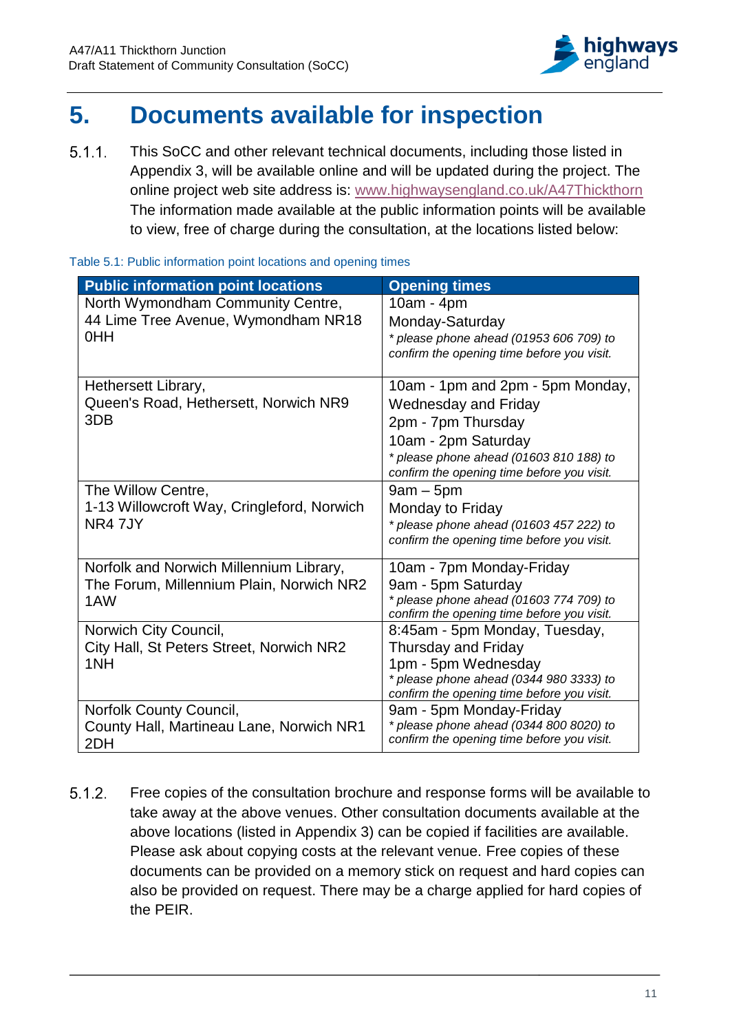# 5. Documents available for inspection

5.1.1. This SoCC and other relevant technical documents, including those listed in Appendix 3, will be available online and will be updated during the project. The online project web site address is: www.highwaysengland.co.uk/A47Thickthorn The information made available at the public information points will be available to view, free of charge during the consultation, at the locations listed below:

Table 5.1: Public information point locations and opening times

| Public information point locations | Opening times |
| --- | --- |
| North Wymondham Community Centre, 44 Lime Tree Avenue, Wymondham NR18 0HH | 10am - 4pm Monday-Saturday *\* please phone ahead (01953 606 709) to confirm the opening time before you visit.* |
| Hethersett Library, Queen's Road, Hethersett, Norwich NR9 3DB | 10am - 1pm and 2pm - 5pm Monday, Wednesday and Friday 2pm - 7pm Thursday 10am - 2pm Saturday *\* please phone ahead (01603 810 188) to confirm the opening time before you visit.* |
| The Willow Centre, 1-13 Willowcroft Way, Cringleford, Norwich NR4 7JY | 9am – 5pm Monday to Friday *\* please phone ahead (01603 457 222) to confirm the opening time before you visit.* |
| Norfolk and Norwich Millennium Library, The Forum, Millennium Plain, Norwich NR2 1AW | 10am - 7pm Monday-Friday 9am - 5pm Saturday *\* please phone ahead (01603 774 709) to confirm the opening time before you visit.* |
| Norwich City Council, City Hall, St Peters Street, Norwich NR2 1NH | 8:45am - 5pm Monday, Tuesday, Thursday and Friday 1pm - 5pm Wednesday *\* please phone ahead (0344 980 3333) to confirm the opening time before you visit.* |
| Norfolk County Council, County Hall, Martineau Lane, Norwich NR1 2DH | 9am - 5pm Monday-Friday *\* please phone ahead (0344 800 8020) to confirm the opening time before you visit.* |

5.1.2. Free copies of the consultation brochure and response forms will be available to take away at the above venues. Other consultation documents available at the above locations (listed in Appendix 3) can be copied if facilities are available. Please ask about copying costs at the relevant venue. Free copies of these documents can be provided on a memory stick on request and hard copies can also be provided on request. There may be a charge applied for hard copies of the PEIR.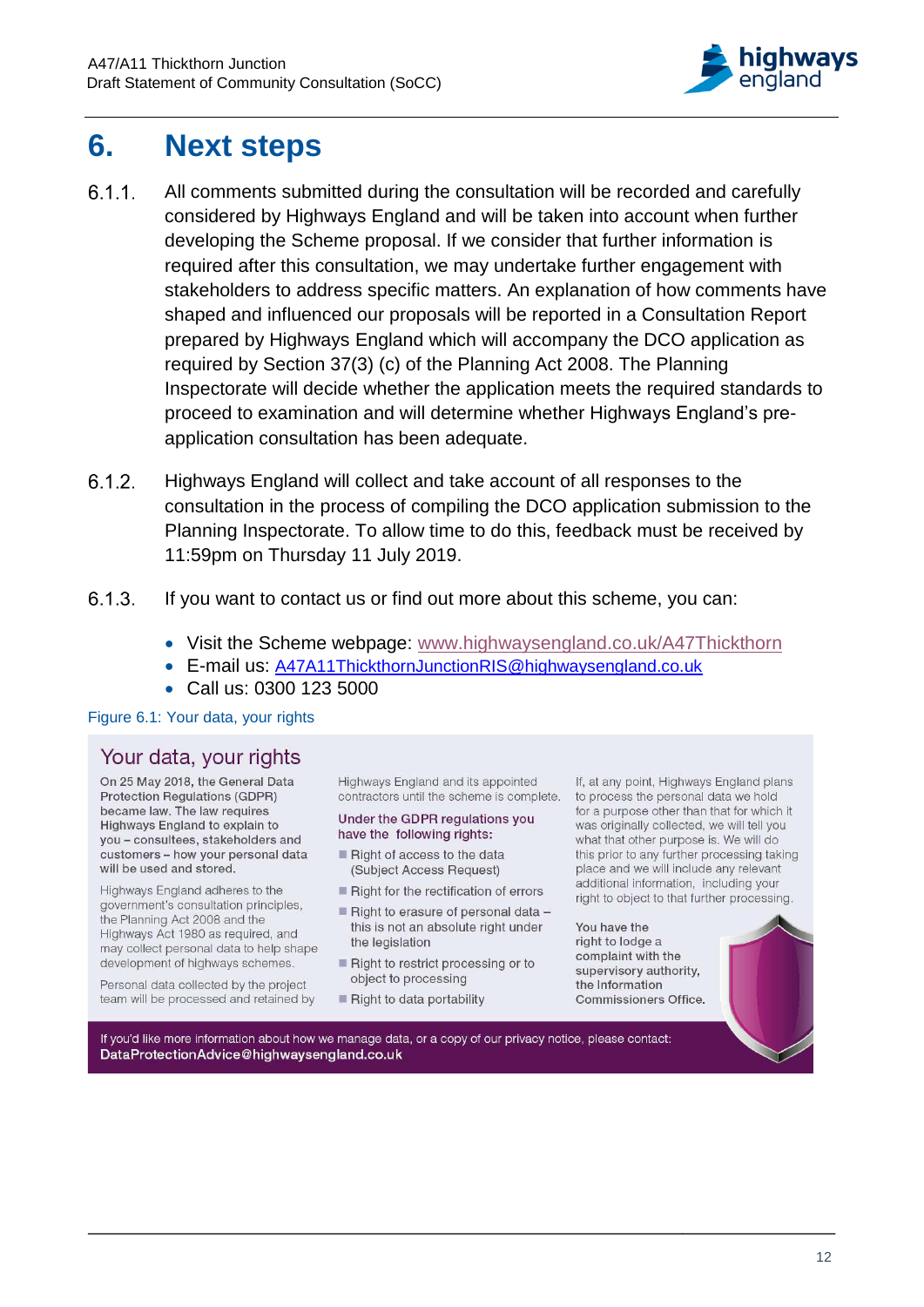# 6. Next steps

6.1.1. All comments submitted during the consultation will be recorded and carefully considered by Highways England and will be taken into account when further developing the Scheme proposal. If we consider that further information is required after this consultation, we may undertake further engagement with stakeholders to address specific matters. An explanation of how comments have shaped and influenced our proposals will be reported in a Consultation Report prepared by Highways England which will accompany the DCO application as required by Section 37(3) (c) of the Planning Act 2008. The Planning Inspectorate will decide whether the application meets the required standards to proceed to examination and will determine whether Highways England's pre-application consultation has been adequate.

6.1.2. Highways England will collect and take account of all responses to the consultation in the process of compiling the DCO application submission to the Planning Inspectorate. To allow time to do this, feedback must be received by 11:59pm on Thursday 11 July 2019.

6.1.3. If you want to contact us or find out more about this scheme, you can:

- Visit the Scheme webpage: www.highwaysengland.co.uk/A47Thickthorn
- E-mail us: A47A11ThickthornJunctionRIS@highwaysengland.co.uk
- Call us: 0300 123 5000

Figure 6.1: Your data, your rights

## Your data, your rights

**On 25 May 2018, the General Data Protection Regulations (GDPR) became law. The law requires Highways England to explain to you – consultees, stakeholders and customers – how your personal data will be used and stored.**

Highways England adheres to the government's consultation principles, the Planning Act 2008 and the Highways Act 1980 as required, and may collect personal data to help shape development of highways schemes.

Personal data collected by the project team will be processed and retained by Highways England and its appointed contractors until the scheme is complete.

**Under the GDPR regulations you have the following rights:**

- Right of access to the data (Subject Access Request)
- Right for the rectification of errors
- Right to erasure of personal data – this is not an absolute right under the legislation
- Right to restrict processing or to object to processing
- Right to data portability

If, at any point, Highways England plans to process the personal data we hold for a purpose other than that for which it was originally collected, we will tell you what that other purpose is. We will do this prior to any further processing taking place and we will include any relevant additional information, including your right to object to that further processing.

**You have the right to lodge a complaint with the supervisory authority, the Information Commissioners Office.**

If you'd like more information about how we manage data, or a copy of our privacy notice, please contact: **DataProtectionAdvice@highwaysengland.co.uk**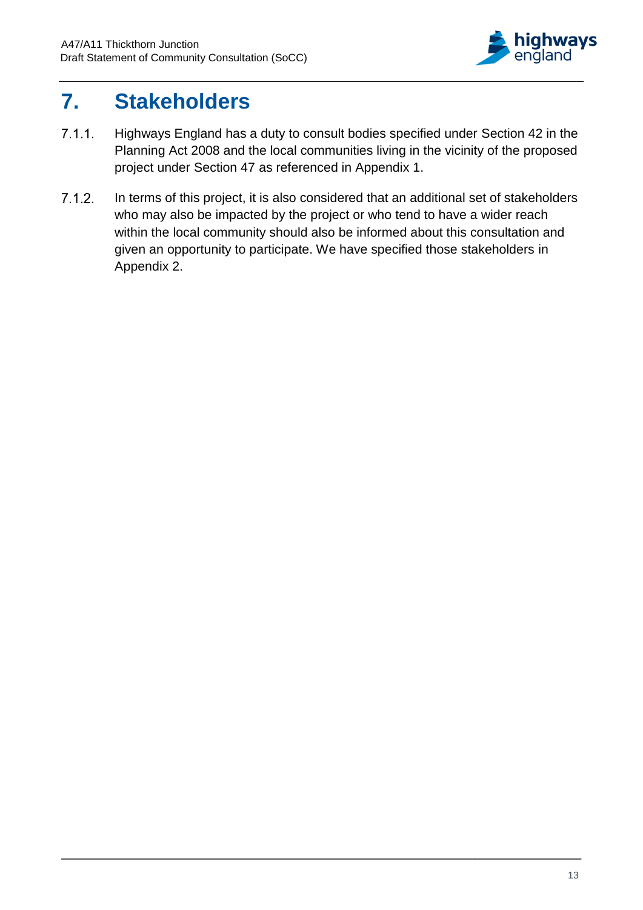# 7. Stakeholders

7.1.1. Highways England has a duty to consult bodies specified under Section 42 in the Planning Act 2008 and the local communities living in the vicinity of the proposed project under Section 47 as referenced in Appendix 1.

7.1.2. In terms of this project, it is also considered that an additional set of stakeholders who may also be impacted by the project or who tend to have a wider reach within the local community should also be informed about this consultation and given an opportunity to participate. We have specified those stakeholders in Appendix 2.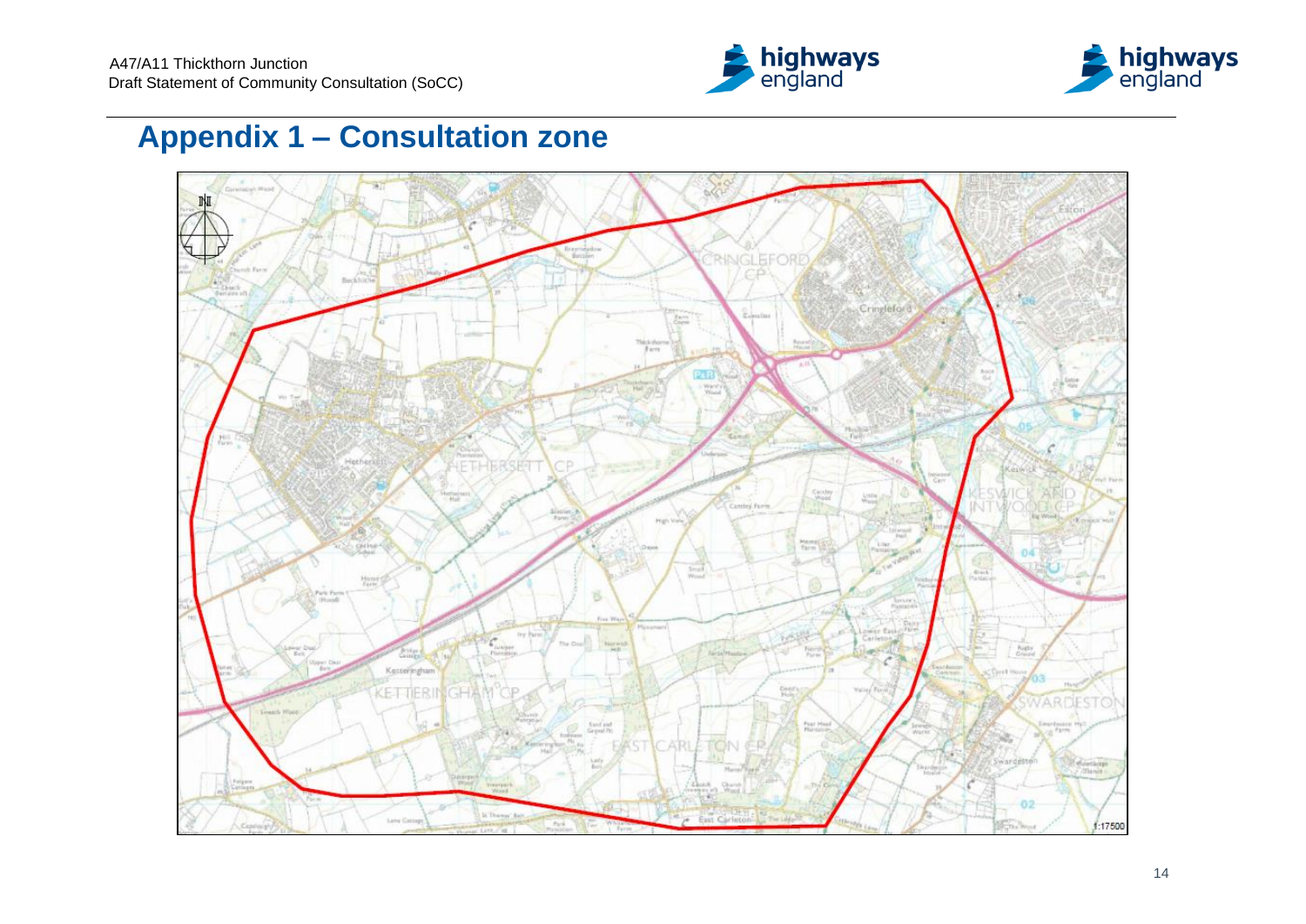# Appendix 1 – Consultation zone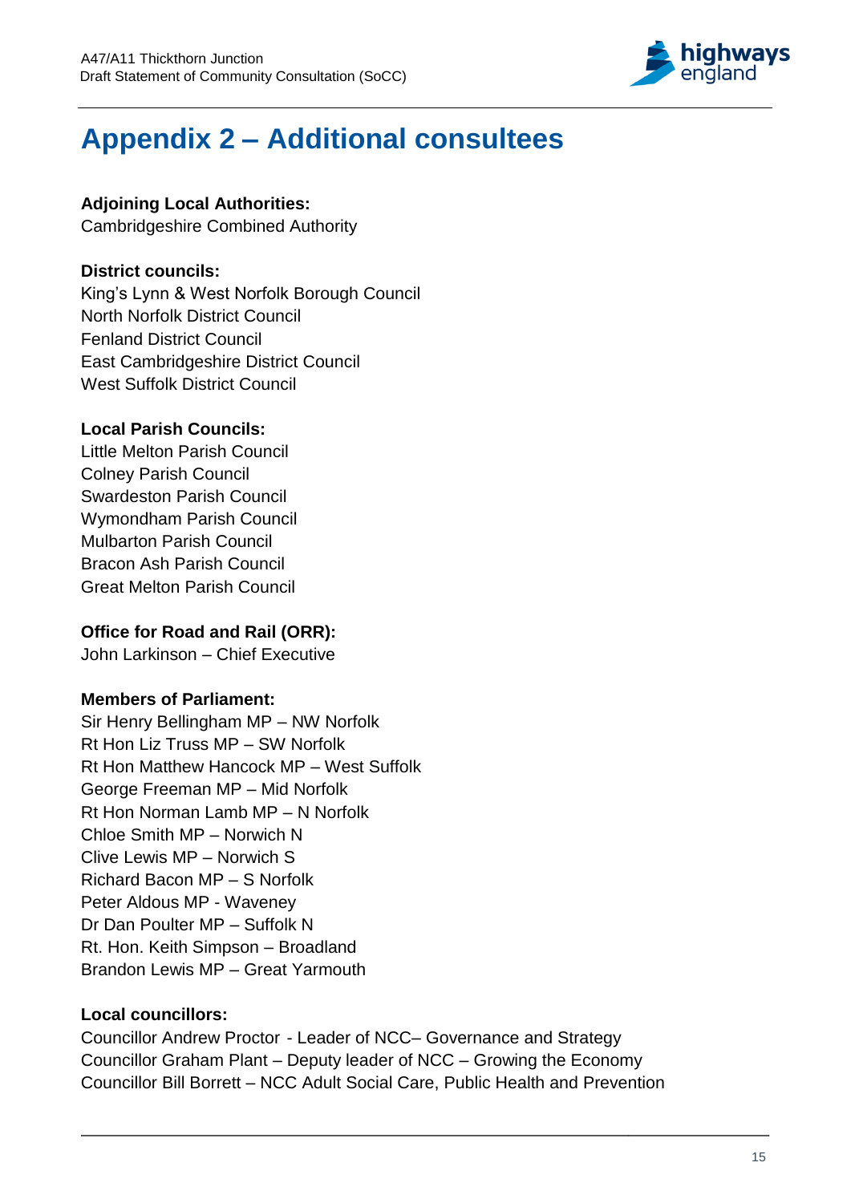# Appendix 2 – Additional consultees

**Adjoining Local Authorities:**
Cambridgeshire Combined Authority

**District councils:**
King's Lynn & West Norfolk Borough Council
North Norfolk District Council
Fenland District Council
East Cambridgeshire District Council
West Suffolk District Council

**Local Parish Councils:**
Little Melton Parish Council
Colney Parish Council
Swardeston Parish Council
Wymondham Parish Council
Mulbarton Parish Council
Bracon Ash Parish Council
Great Melton Parish Council

**Office for Road and Rail (ORR):**
John Larkinson – Chief Executive

**Members of Parliament:**
Sir Henry Bellingham MP – NW Norfolk
Rt Hon Liz Truss MP – SW Norfolk
Rt Hon Matthew Hancock MP – West Suffolk
George Freeman MP – Mid Norfolk
Rt Hon Norman Lamb MP – N Norfolk
Chloe Smith MP – Norwich N
Clive Lewis MP – Norwich S
Richard Bacon MP – S Norfolk
Peter Aldous MP - Waveney
Dr Dan Poulter MP – Suffolk N
Rt. Hon. Keith Simpson – Broadland
Brandon Lewis MP – Great Yarmouth

**Local councillors:**
Councillor Andrew Proctor - Leader of NCC– Governance and Strategy
Councillor Graham Plant – Deputy leader of NCC – Growing the Economy
Councillor Bill Borrett – NCC Adult Social Care, Public Health and Prevention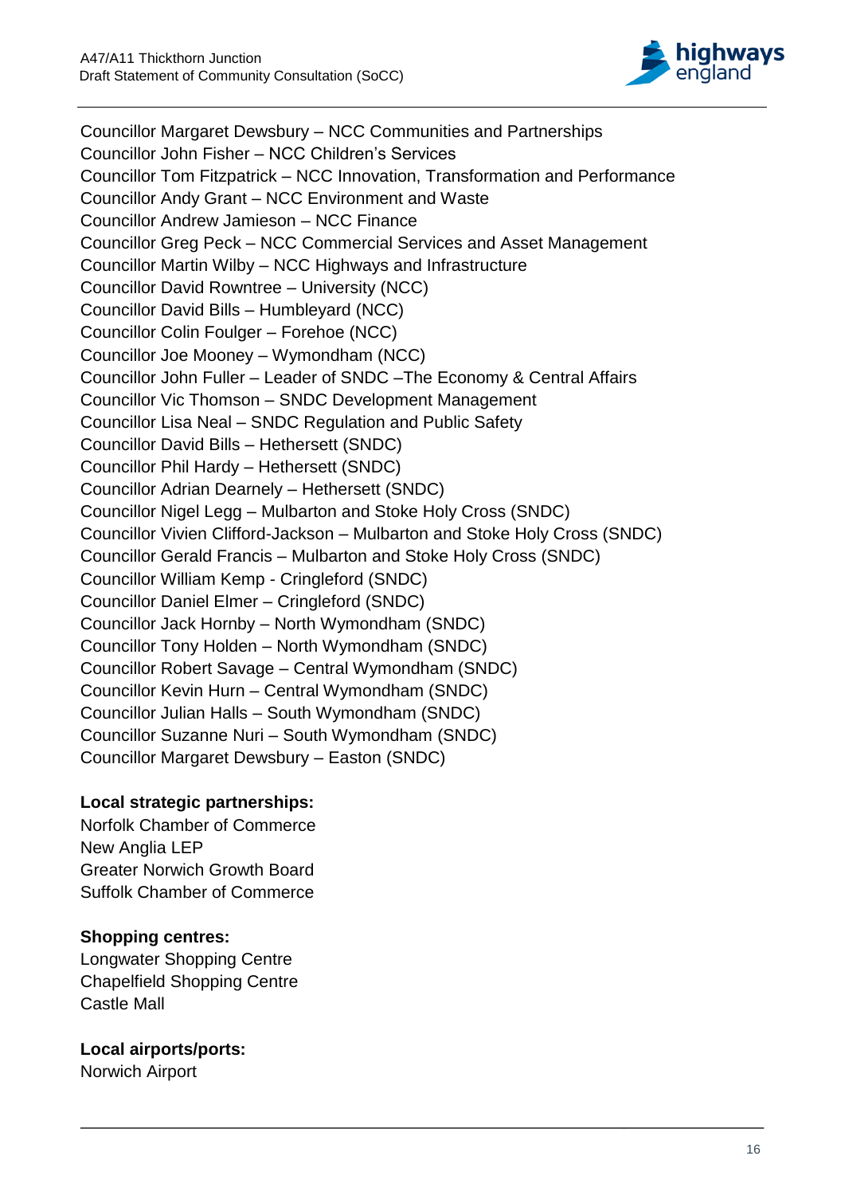Councillor Margaret Dewsbury – NCC Communities and Partnerships
Councillor John Fisher – NCC Children's Services
Councillor Tom Fitzpatrick – NCC Innovation, Transformation and Performance
Councillor Andy Grant – NCC Environment and Waste
Councillor Andrew Jamieson – NCC Finance
Councillor Greg Peck – NCC Commercial Services and Asset Management
Councillor Martin Wilby – NCC Highways and Infrastructure
Councillor David Rowntree – University (NCC)
Councillor David Bills – Humbleyard (NCC)
Councillor Colin Foulger – Forehoe (NCC)
Councillor Joe Mooney – Wymondham (NCC)
Councillor John Fuller – Leader of SNDC –The Economy & Central Affairs
Councillor Vic Thomson – SNDC Development Management
Councillor Lisa Neal – SNDC Regulation and Public Safety
Councillor David Bills – Hethersett (SNDC)
Councillor Phil Hardy – Hethersett (SNDC)
Councillor Adrian Dearnely – Hethersett (SNDC)
Councillor Nigel Legg – Mulbarton and Stoke Holy Cross (SNDC)
Councillor Vivien Clifford-Jackson – Mulbarton and Stoke Holy Cross (SNDC)
Councillor Gerald Francis – Mulbarton and Stoke Holy Cross (SNDC)
Councillor William Kemp - Cringleford (SNDC)
Councillor Daniel Elmer – Cringleford (SNDC)
Councillor Jack Hornby – North Wymondham (SNDC)
Councillor Tony Holden – North Wymondham (SNDC)
Councillor Robert Savage – Central Wymondham (SNDC)
Councillor Kevin Hurn – Central Wymondham (SNDC)
Councillor Julian Halls – South Wymondham (SNDC)
Councillor Suzanne Nuri – South Wymondham (SNDC)
Councillor Margaret Dewsbury – Easton (SNDC)

**Local strategic partnerships:**

Norfolk Chamber of Commerce
New Anglia LEP
Greater Norwich Growth Board
Suffolk Chamber of Commerce

**Shopping centres:**

Longwater Shopping Centre
Chapelfield Shopping Centre
Castle Mall

**Local airports/ports:**

Norwich Airport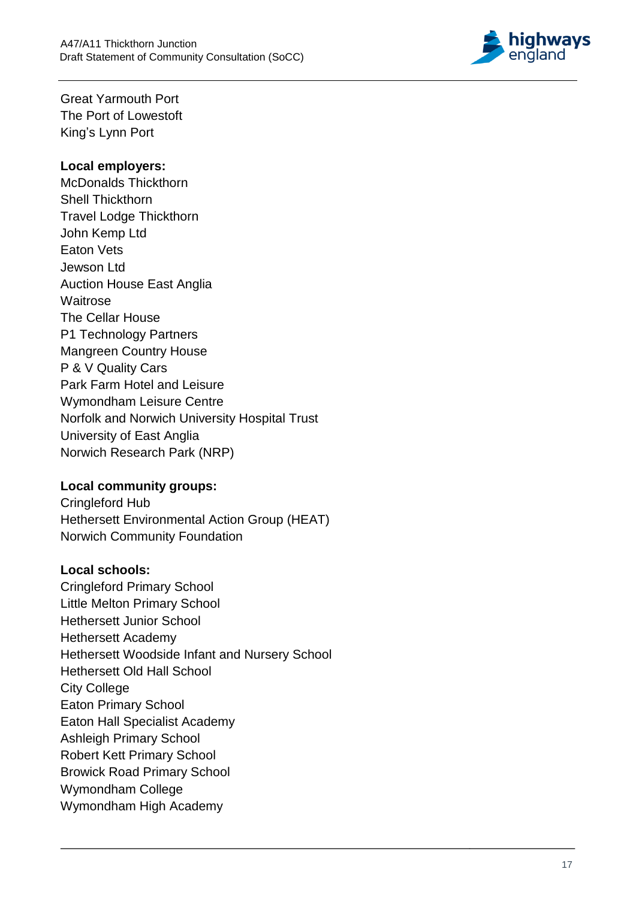Great Yarmouth Port
The Port of Lowestoft
King's Lynn Port

**Local employers:**
McDonalds Thickthorn
Shell Thickthorn
Travel Lodge Thickthorn
John Kemp Ltd
Eaton Vets
Jewson Ltd
Auction House East Anglia
Waitrose
The Cellar House
P1 Technology Partners
Mangreen Country House
P & V Quality Cars
Park Farm Hotel and Leisure
Wymondham Leisure Centre
Norfolk and Norwich University Hospital Trust
University of East Anglia
Norwich Research Park (NRP)

**Local community groups:**
Cringleford Hub
Hethersett Environmental Action Group (HEAT)
Norwich Community Foundation

**Local schools:**
Cringleford Primary School
Little Melton Primary School
Hethersett Junior School
Hethersett Academy
Hethersett Woodside Infant and Nursery School
Hethersett Old Hall School
City College
Eaton Primary School
Eaton Hall Specialist Academy
Ashleigh Primary School
Robert Kett Primary School
Browick Road Primary School
Wymondham College
Wymondham High Academy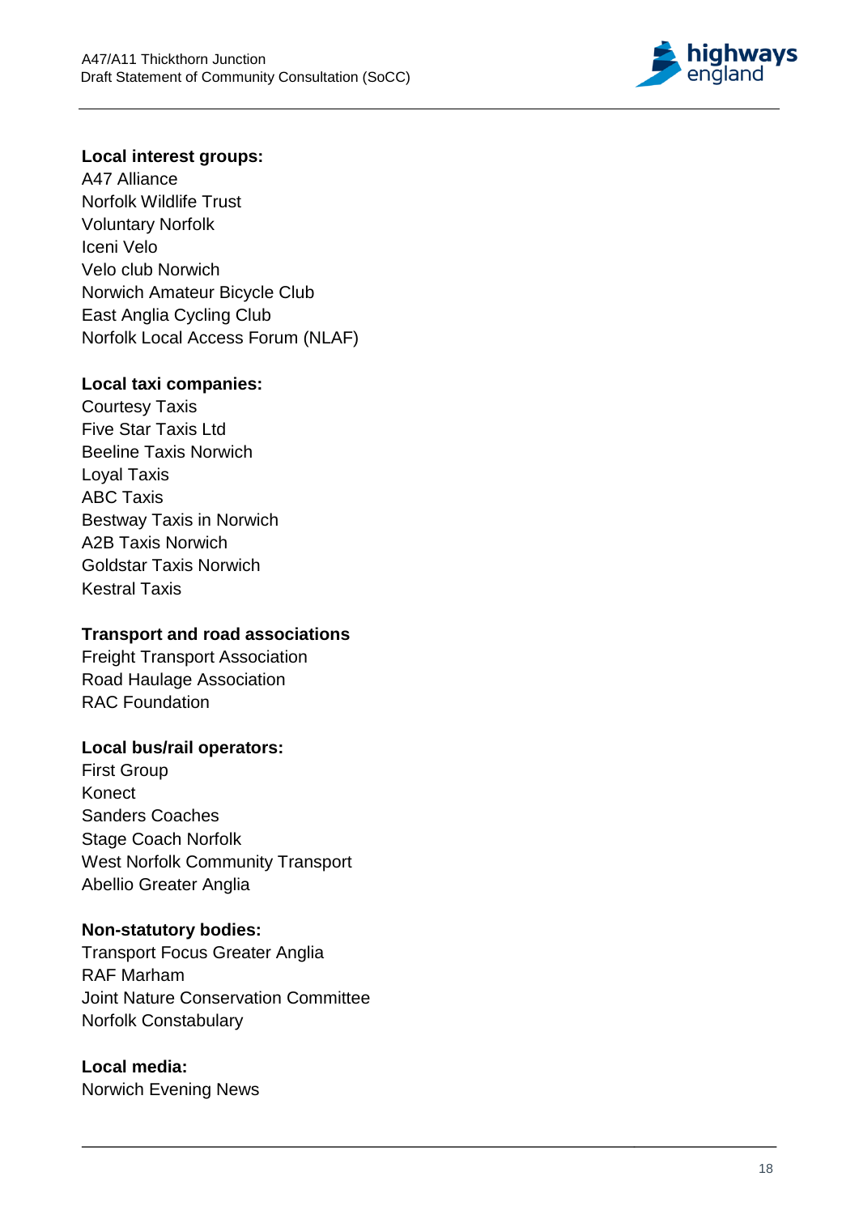**Local interest groups:**
A47 Alliance
Norfolk Wildlife Trust
Voluntary Norfolk
Iceni Velo
Velo club Norwich
Norwich Amateur Bicycle Club
East Anglia Cycling Club
Norfolk Local Access Forum (NLAF)

**Local taxi companies:**
Courtesy Taxis
Five Star Taxis Ltd
Beeline Taxis Norwich
Loyal Taxis
ABC Taxis
Bestway Taxis in Norwich
A2B Taxis Norwich
Goldstar Taxis Norwich
Kestral Taxis

**Transport and road associations**
Freight Transport Association
Road Haulage Association
RAC Foundation

**Local bus/rail operators:**
First Group
Konect
Sanders Coaches
Stage Coach Norfolk
West Norfolk Community Transport
Abellio Greater Anglia

**Non-statutory bodies:**
Transport Focus Greater Anglia
RAF Marham
Joint Nature Conservation Committee
Norfolk Constabulary

**Local media:**
Norwich Evening News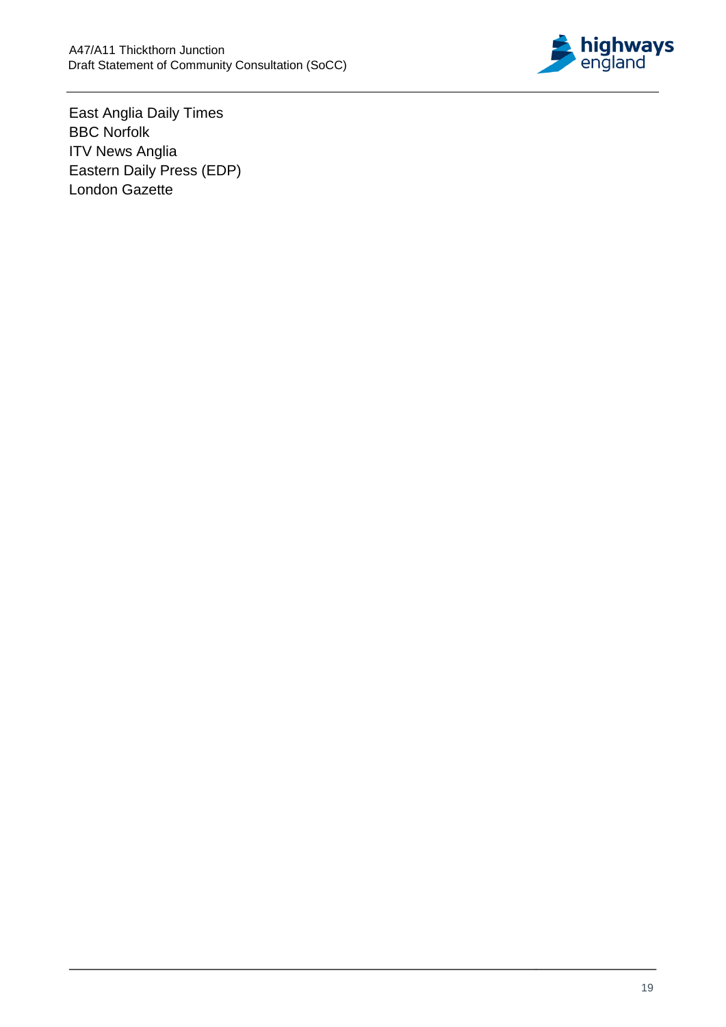East Anglia Daily Times
BBC Norfolk
ITV News Anglia
Eastern Daily Press (EDP)
London Gazette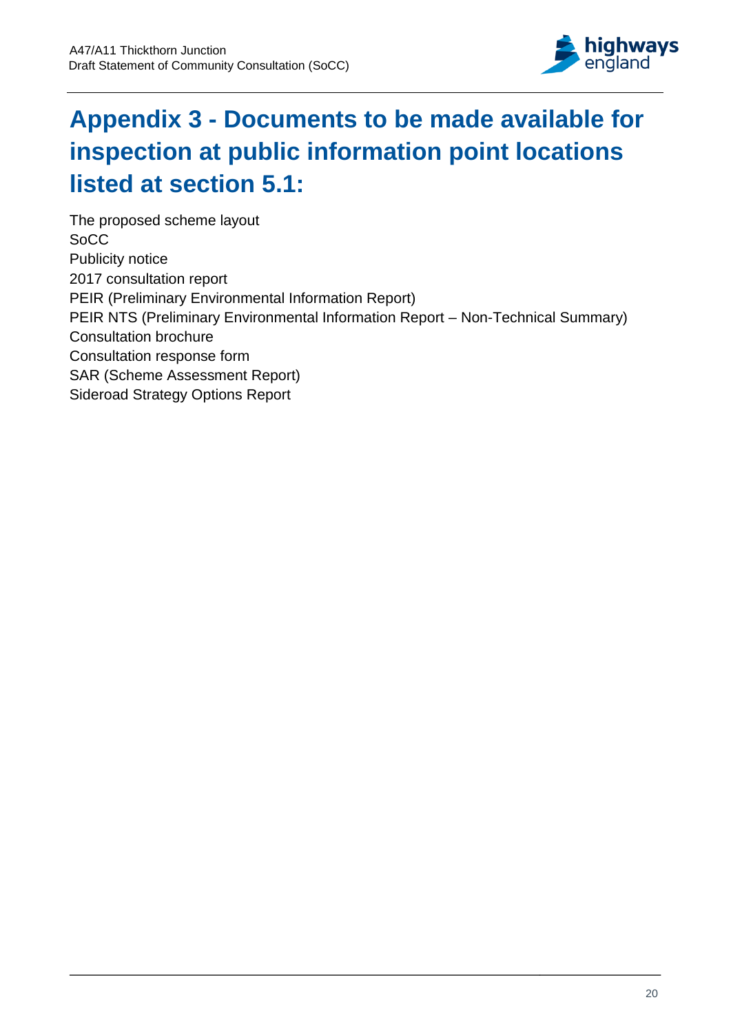# Appendix 3 - Documents to be made available for inspection at public information point locations listed at section 5.1:

The proposed scheme layout
SoCC
Publicity notice
2017 consultation report
PEIR (Preliminary Environmental Information Report)
PEIR NTS (Preliminary Environmental Information Report – Non-Technical Summary)
Consultation brochure
Consultation response form
SAR (Scheme Assessment Report)
Sideroad Strategy Options Report